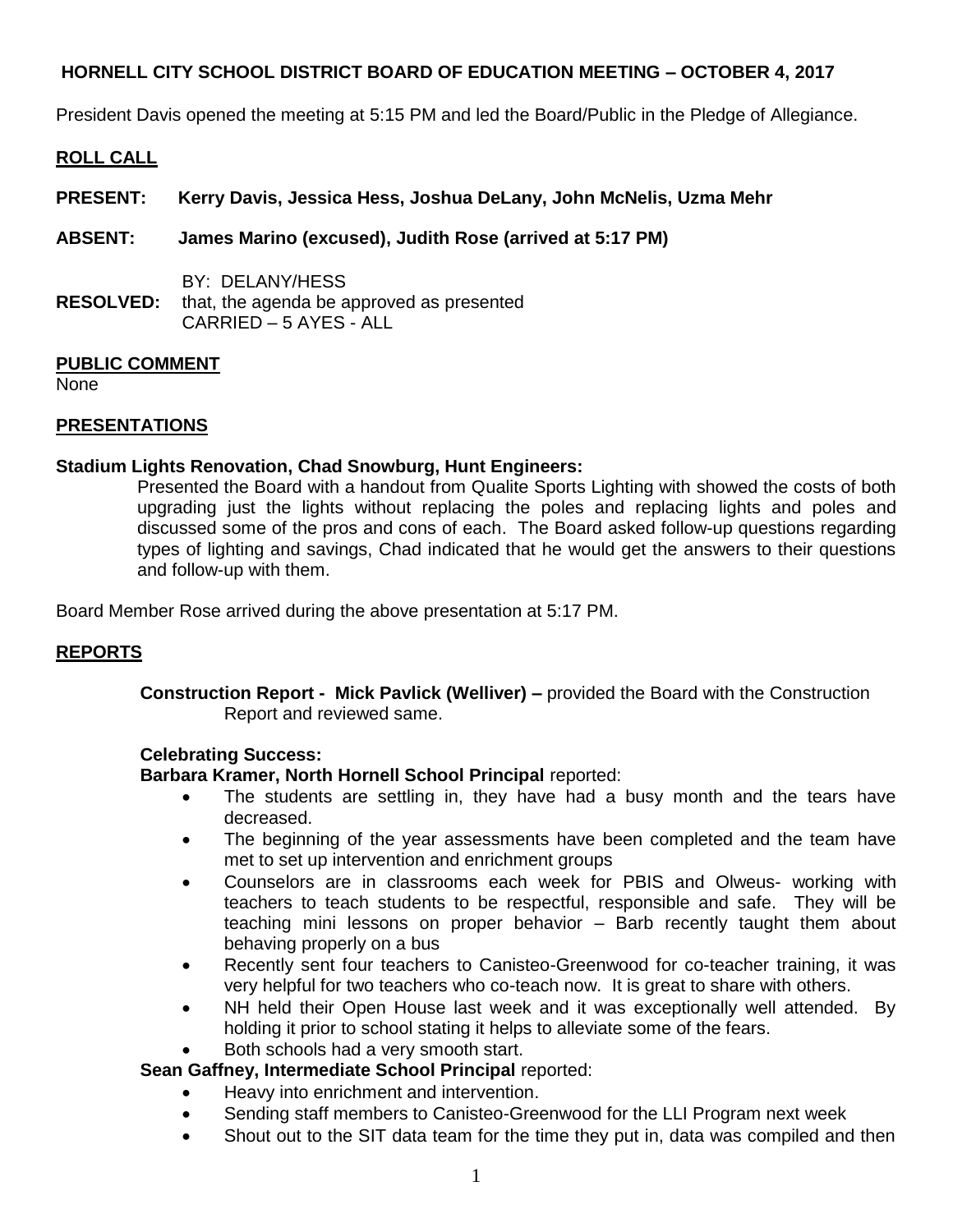# HORNELL CITY SCHOOL DISTRICT BOARD OF EDUCATION MEETING – OCTOBER 4, 2017

President Davis opened the meeting at 5:15 PM and led the Board/Public in the Pledge of Allegiance.

## ROLL CALL

**PRESENT:** **Kerry Davis, Jessica Hess, Joshua DeLany, John McNelis, Uzma Mehr**

**ABSENT:** **James Marino (excused), Judith Rose (arrived at 5:17 PM)**

BY: DELANY/HESS
**RESOLVED:** that, the agenda be approved as presented
CARRIED – 5 AYES - ALL

## PUBLIC COMMENT

None

## PRESENTATIONS

**Stadium Lights Renovation, Chad Snowburg, Hunt Engineers:**

Presented the Board with a handout from Qualite Sports Lighting with showed the costs of both upgrading just the lights without replacing the poles and replacing lights and poles and discussed some of the pros and cons of each. The Board asked follow-up questions regarding types of lighting and savings, Chad indicated that he would get the answers to their questions and follow-up with them.

Board Member Rose arrived during the above presentation at 5:17 PM.

## REPORTS

**Construction Report - Mick Pavlick (Welliver) –** provided the Board with the Construction Report and reviewed same.

**Celebrating Success:**

**Barbara Kramer, North Hornell School Principal** reported:

- The students are settling in, they have had a busy month and the tears have decreased.
- The beginning of the year assessments have been completed and the team have met to set up intervention and enrichment groups
- Counselors are in classrooms each week for PBIS and Olweus- working with teachers to teach students to be respectful, responsible and safe. They will be teaching mini lessons on proper behavior – Barb recently taught them about behaving properly on a bus
- Recently sent four teachers to Canisteo-Greenwood for co-teacher training, it was very helpful for two teachers who co-teach now. It is great to share with others.
- NH held their Open House last week and it was exceptionally well attended. By holding it prior to school stating it helps to alleviate some of the fears.
- Both schools had a very smooth start.

**Sean Gaffney, Intermediate School Principal** reported:

- Heavy into enrichment and intervention.
- Sending staff members to Canisteo-Greenwood for the LLI Program next week
- Shout out to the SIT data team for the time they put in, data was compiled and then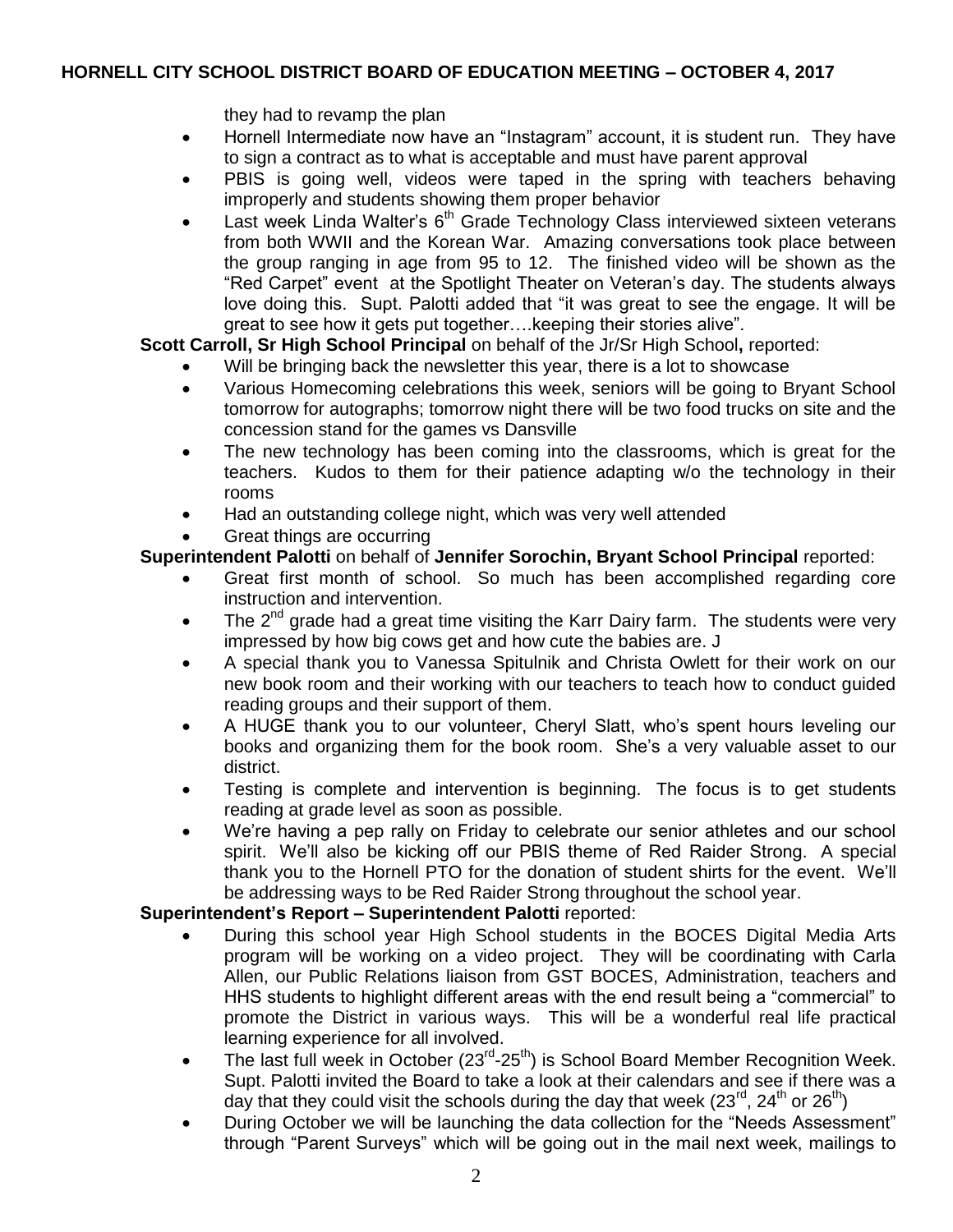they had to revamp the plan

- Hornell Intermediate now have an "Instagram" account, it is student run. They have to sign a contract as to what is acceptable and must have parent approval
- PBIS is going well, videos were taped in the spring with teachers behaving improperly and students showing them proper behavior
- Last week Linda Walter's 6th Grade Technology Class interviewed sixteen veterans from both WWII and the Korean War. Amazing conversations took place between the group ranging in age from 95 to 12. The finished video will be shown as the "Red Carpet" event at the Spotlight Theater on Veteran's day. The students always love doing this. Supt. Palotti added that "it was great to see the engage. It will be great to see how it gets put together….keeping their stories alive".

**Scott Carroll, Sr High School Principal** on behalf of the Jr/Sr High School**,** reported:

- Will be bringing back the newsletter this year, there is a lot to showcase
- Various Homecoming celebrations this week, seniors will be going to Bryant School tomorrow for autographs; tomorrow night there will be two food trucks on site and the concession stand for the games vs Dansville
- The new technology has been coming into the classrooms, which is great for the teachers. Kudos to them for their patience adapting w/o the technology in their rooms
- Had an outstanding college night, which was very well attended
- Great things are occurring

**Superintendent Palotti** on behalf of **Jennifer Sorochin, Bryant School Principal** reported:

- Great first month of school. So much has been accomplished regarding core instruction and intervention.
- The 2nd grade had a great time visiting the Karr Dairy farm. The students were very impressed by how big cows get and how cute the babies are. J
- A special thank you to Vanessa Spitulnik and Christa Owlett for their work on our new book room and their working with our teachers to teach how to conduct guided reading groups and their support of them.
- A HUGE thank you to our volunteer, Cheryl Slatt, who's spent hours leveling our books and organizing them for the book room. She's a very valuable asset to our district.
- Testing is complete and intervention is beginning. The focus is to get students reading at grade level as soon as possible.
- We're having a pep rally on Friday to celebrate our senior athletes and our school spirit. We'll also be kicking off our PBIS theme of Red Raider Strong. A special thank you to the Hornell PTO for the donation of student shirts for the event. We'll be addressing ways to be Red Raider Strong throughout the school year.

**Superintendent's Report – Superintendent Palotti** reported:

- During this school year High School students in the BOCES Digital Media Arts program will be working on a video project. They will be coordinating with Carla Allen, our Public Relations liaison from GST BOCES, Administration, teachers and HHS students to highlight different areas with the end result being a "commercial" to promote the District in various ways. This will be a wonderful real life practical learning experience for all involved.
- The last full week in October (23rd-25th) is School Board Member Recognition Week. Supt. Palotti invited the Board to take a look at their calendars and see if there was a day that they could visit the schools during the day that week (23rd, 24th or 26th)
- During October we will be launching the data collection for the "Needs Assessment" through "Parent Surveys" which will be going out in the mail next week, mailings to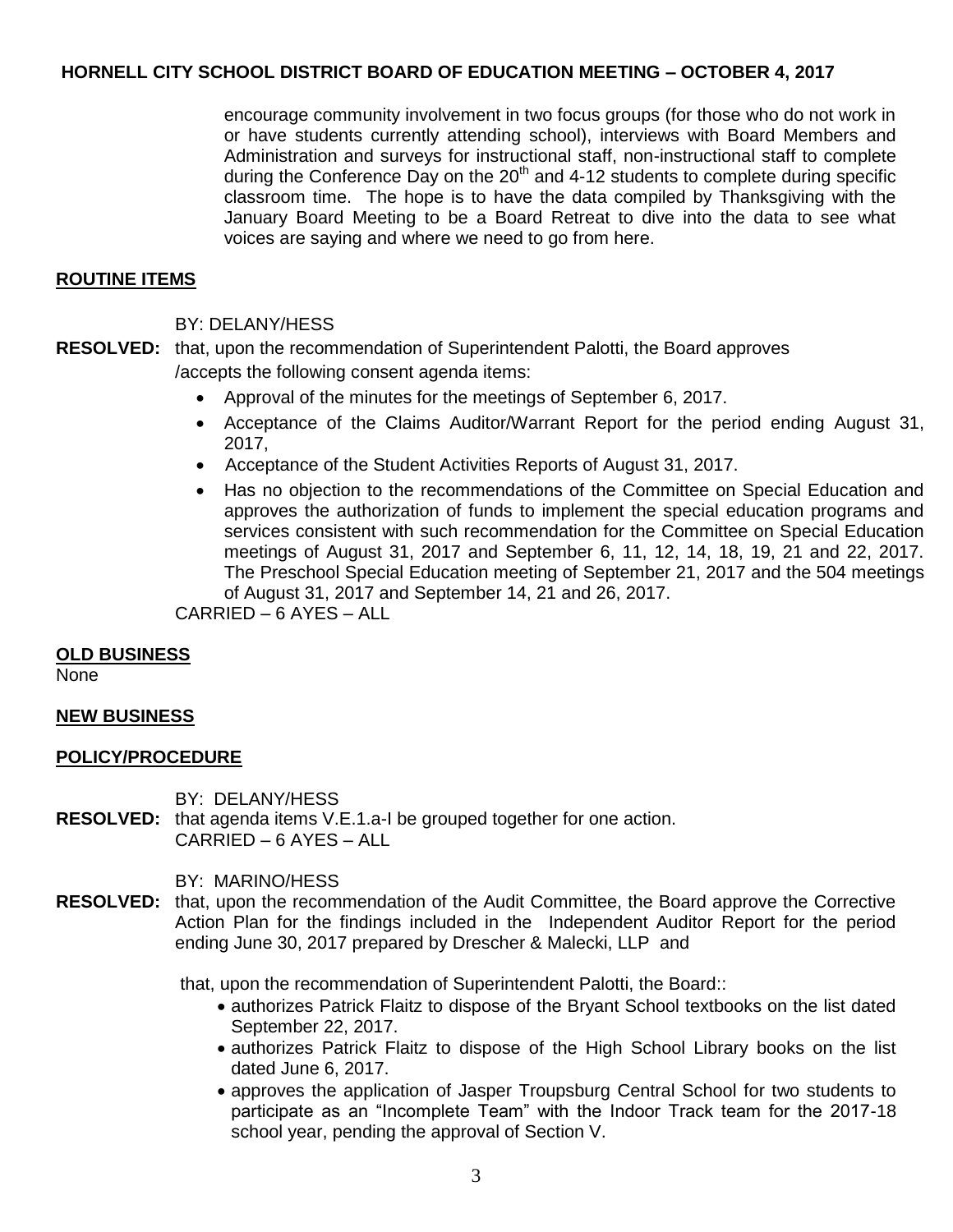encourage community involvement in two focus groups (for those who do not work in or have students currently attending school), interviews with Board Members and Administration and surveys for instructional staff, non-instructional staff to complete during the Conference Day on the 20th and 4-12 students to complete during specific classroom time. The hope is to have the data compiled by Thanksgiving with the January Board Meeting to be a Board Retreat to dive into the data to see what voices are saying and where we need to go from here.

## ROUTINE ITEMS

BY: DELANY/HESS

**RESOLVED:** that, upon the recommendation of Superintendent Palotti, the Board approves /accepts the following consent agenda items:

- Approval of the minutes for the meetings of September 6, 2017.
- Acceptance of the Claims Auditor/Warrant Report for the period ending August 31, 2017,
- Acceptance of the Student Activities Reports of August 31, 2017.
- Has no objection to the recommendations of the Committee on Special Education and approves the authorization of funds to implement the special education programs and services consistent with such recommendation for the Committee on Special Education meetings of August 31, 2017 and September 6, 11, 12, 14, 18, 19, 21 and 22, 2017. The Preschool Special Education meeting of September 21, 2017 and the 504 meetings of August 31, 2017 and September 14, 21 and 26, 2017.

CARRIED – 6 AYES – ALL

## OLD BUSINESS

None

## NEW BUSINESS

## POLICY/PROCEDURE

BY: DELANY/HESS

**RESOLVED:** that agenda items V.E.1.a-I be grouped together for one action.
CARRIED – 6 AYES – ALL

BY: MARINO/HESS

**RESOLVED:** that, upon the recommendation of the Audit Committee, the Board approve the Corrective Action Plan for the findings included in the Independent Auditor Report for the period ending June 30, 2017 prepared by Drescher & Malecki, LLP and

that, upon the recommendation of Superintendent Palotti, the Board::

- authorizes Patrick Flaitz to dispose of the Bryant School textbooks on the list dated September 22, 2017.
- authorizes Patrick Flaitz to dispose of the High School Library books on the list dated June 6, 2017.
- approves the application of Jasper Troupsburg Central School for two students to participate as an "Incomplete Team" with the Indoor Track team for the 2017-18 school year, pending the approval of Section V.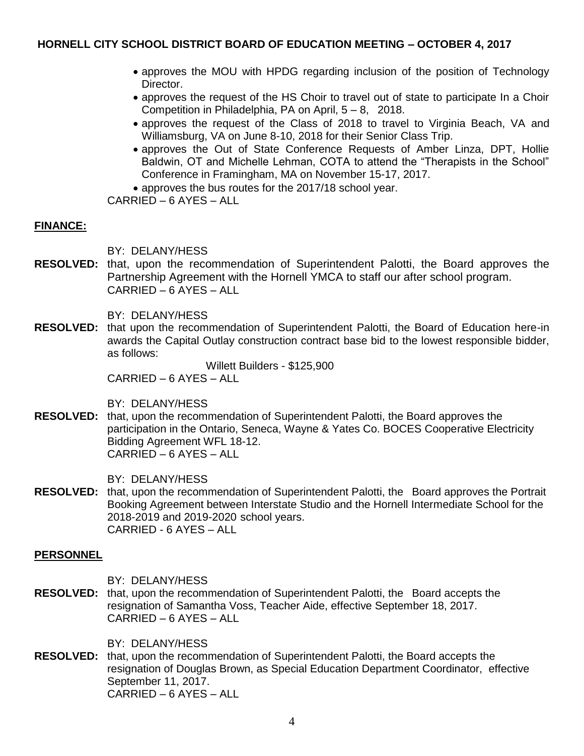- approves the MOU with HPDG regarding inclusion of the position of Technology Director.
- approves the request of the HS Choir to travel out of state to participate In a Choir Competition in Philadelphia, PA on April, 5 – 8, 2018.
- approves the request of the Class of 2018 to travel to Virginia Beach, VA and Williamsburg, VA on June 8-10, 2018 for their Senior Class Trip.
- approves the Out of State Conference Requests of Amber Linza, DPT, Hollie Baldwin, OT and Michelle Lehman, COTA to attend the "Therapists in the School" Conference in Framingham, MA on November 15-17, 2017.
- approves the bus routes for the 2017/18 school year.

CARRIED – 6 AYES – ALL

## FINANCE:

BY: DELANY/HESS

**RESOLVED:** that, upon the recommendation of Superintendent Palotti, the Board approves the Partnership Agreement with the Hornell YMCA to staff our after school program.
CARRIED – 6 AYES – ALL

BY: DELANY/HESS

**RESOLVED:** that upon the recommendation of Superintendent Palotti, the Board of Education here-in awards the Capital Outlay construction contract base bid to the lowest responsible bidder, as follows:

Willett Builders - $125,900

CARRIED – 6 AYES – ALL

BY: DELANY/HESS

**RESOLVED:** that, upon the recommendation of Superintendent Palotti, the Board approves the participation in the Ontario, Seneca, Wayne & Yates Co. BOCES Cooperative Electricity Bidding Agreement WFL 18-12.
CARRIED – 6 AYES – ALL

BY: DELANY/HESS

**RESOLVED:** that, upon the recommendation of Superintendent Palotti, the Board approves the Portrait Booking Agreement between Interstate Studio and the Hornell Intermediate School for the 2018-2019 and 2019-2020 school years.
CARRIED - 6 AYES – ALL

## PERSONNEL

BY: DELANY/HESS

**RESOLVED:** that, upon the recommendation of Superintendent Palotti, the Board accepts the resignation of Samantha Voss, Teacher Aide, effective September 18, 2017.
CARRIED – 6 AYES – ALL

BY: DELANY/HESS

**RESOLVED:** that, upon the recommendation of Superintendent Palotti, the Board accepts the resignation of Douglas Brown, as Special Education Department Coordinator, effective September 11, 2017.
CARRIED – 6 AYES – ALL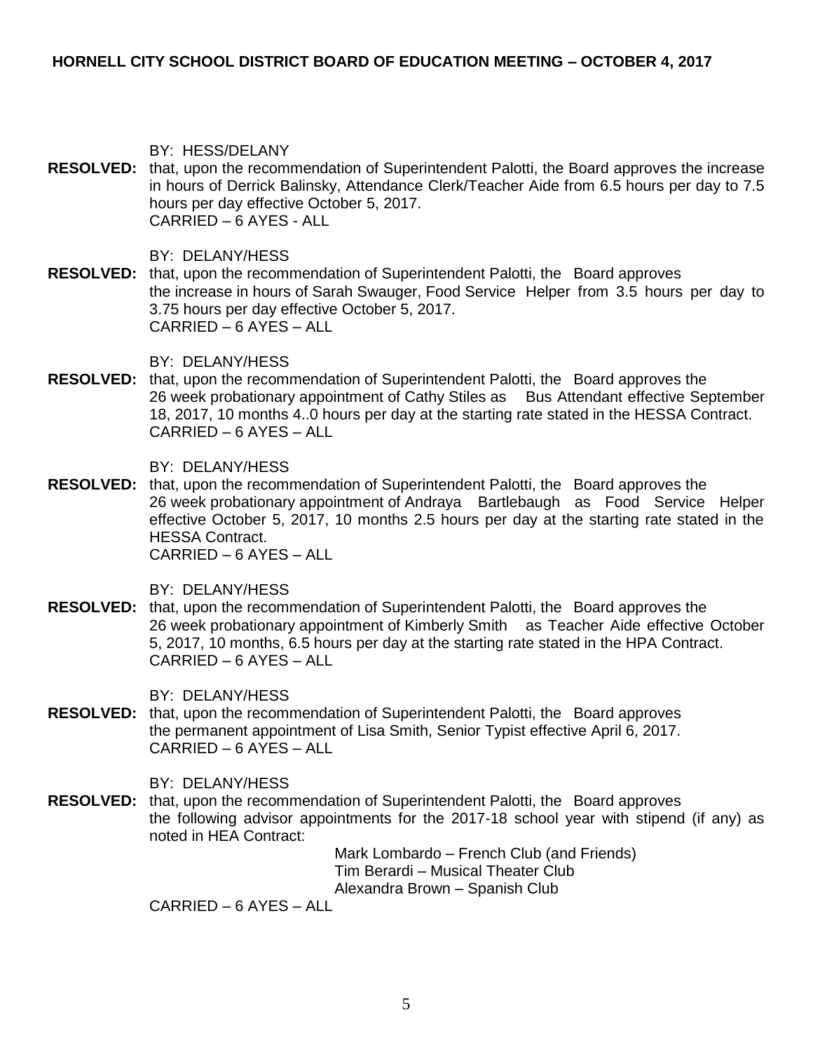BY: HESS/DELANY

**RESOLVED:** that, upon the recommendation of Superintendent Palotti, the Board approves the increase in hours of Derrick Balinsky, Attendance Clerk/Teacher Aide from 6.5 hours per day to 7.5 hours per day effective October 5, 2017.
CARRIED – 6 AYES - ALL

BY: DELANY/HESS

**RESOLVED:** that, upon the recommendation of Superintendent Palotti, the Board approves the increase in hours of Sarah Swauger, Food Service Helper from 3.5 hours per day to 3.75 hours per day effective October 5, 2017.
CARRIED – 6 AYES – ALL

BY: DELANY/HESS

**RESOLVED:** that, upon the recommendation of Superintendent Palotti, the Board approves the 26 week probationary appointment of Cathy Stiles as Bus Attendant effective September 18, 2017, 10 months 4..0 hours per day at the starting rate stated in the HESSA Contract.
CARRIED – 6 AYES – ALL

BY: DELANY/HESS

**RESOLVED:** that, upon the recommendation of Superintendent Palotti, the Board approves the 26 week probationary appointment of Andraya Bartlebaugh as Food Service Helper effective October 5, 2017, 10 months 2.5 hours per day at the starting rate stated in the HESSA Contract.
CARRIED – 6 AYES – ALL

BY: DELANY/HESS

**RESOLVED:** that, upon the recommendation of Superintendent Palotti, the Board approves the 26 week probationary appointment of Kimberly Smith as Teacher Aide effective October 5, 2017, 10 months, 6.5 hours per day at the starting rate stated in the HPA Contract.
CARRIED – 6 AYES – ALL

BY: DELANY/HESS

**RESOLVED:** that, upon the recommendation of Superintendent Palotti, the Board approves the permanent appointment of Lisa Smith, Senior Typist effective April 6, 2017.
CARRIED – 6 AYES – ALL

BY: DELANY/HESS

**RESOLVED:** that, upon the recommendation of Superintendent Palotti, the Board approves the following advisor appointments for the 2017-18 school year with stipend (if any) as noted in HEA Contract:

Mark Lombardo – French Club (and Friends)
Tim Berardi – Musical Theater Club
Alexandra Brown – Spanish Club

CARRIED – 6 AYES – ALL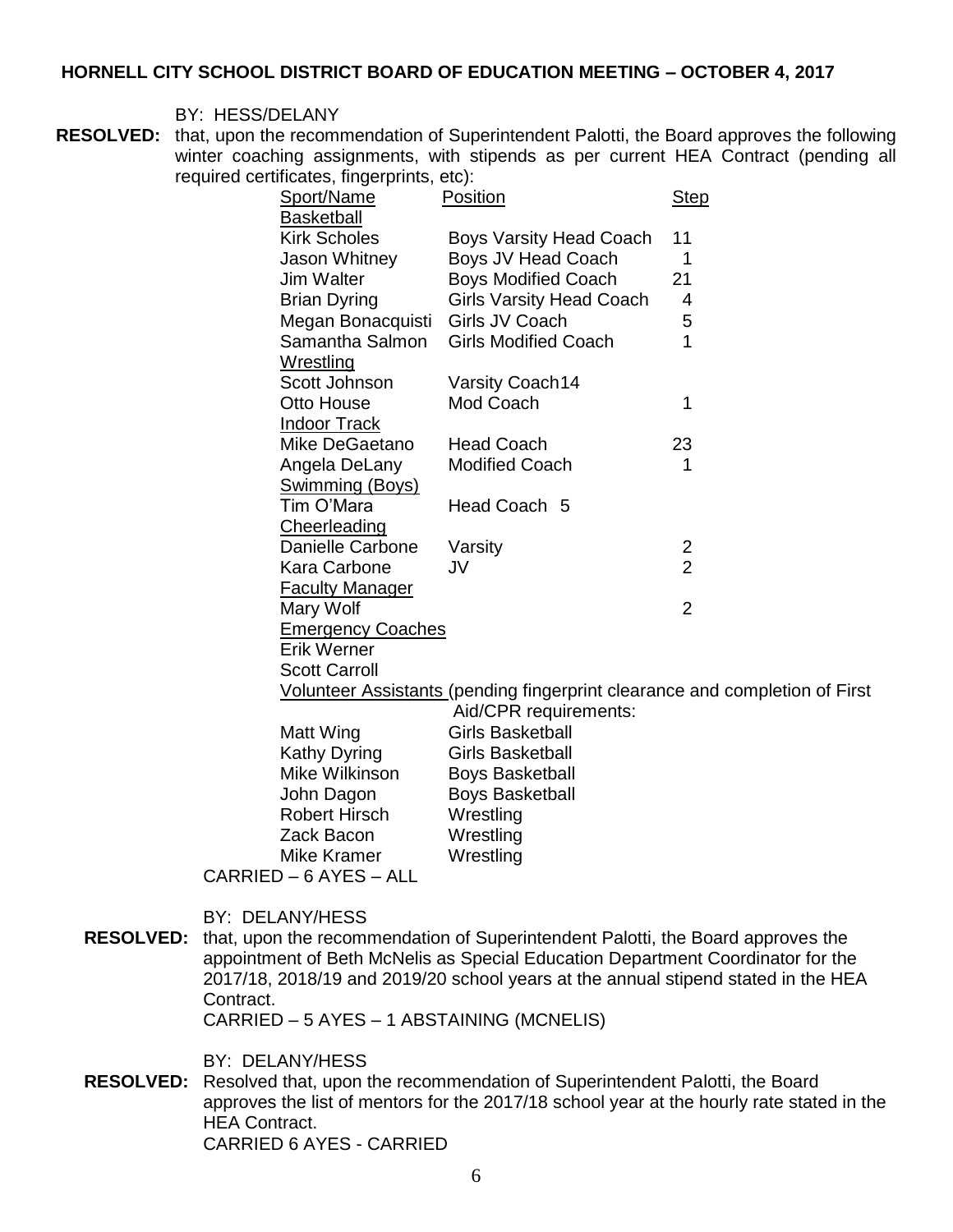**HORNELL CITY SCHOOL DISTRICT BOARD OF EDUCATION MEETING – OCTOBER 4, 2017**

BY: HESS/DELANY

**RESOLVED:** that, upon the recommendation of Superintendent Palotti, the Board approves the following winter coaching assignments, with stipends as per current HEA Contract (pending all required certificates, fingerprints, etc):

| Sport/Name | Position | Step |
|---|---|---|
| Basketball | | |
| Kirk Scholes | Boys Varsity Head Coach | 11 |
| Jason Whitney | Boys JV Head Coach | 1 |
| Jim Walter | Boys Modified Coach | 21 |
| Brian Dyring | Girls Varsity Head Coach | 4 |
| Megan Bonacquisti | Girls JV Coach | 5 |
| Samantha Salmon | Girls Modified Coach | 1 |
| Wrestling | | |
| Scott Johnson | Varsity Coach14 | |
| Otto House | Mod Coach | 1 |
| Indoor Track | | |
| Mike DeGaetano | Head Coach | 23 |
| Angela DeLany | Modified Coach | 1 |
| Swimming (Boys) | | |
| Tim O'Mara | Head Coach 5 | |
| Cheerleading | | |
| Danielle Carbone | Varsity | 2 |
| Kara Carbone | JV | 2 |
| Faculty Manager | | |
| Mary Wolf | | 2 |
| Emergency Coaches | | |
| Erik Werner | | |
| Scott Carroll | | |

Volunteer Assistants (pending fingerprint clearance and completion of First Aid/CPR requirements:

| | |
|---|---|
| Matt Wing | Girls Basketball |
| Kathy Dyring | Girls Basketball |
| Mike Wilkinson | Boys Basketball |
| John Dagon | Boys Basketball |
| Robert Hirsch | Wrestling |
| Zack Bacon | Wrestling |
| Mike Kramer | Wrestling |

CARRIED – 6 AYES – ALL

BY: DELANY/HESS

**RESOLVED:** that, upon the recommendation of Superintendent Palotti, the Board approves the appointment of Beth McNelis as Special Education Department Coordinator for the 2017/18, 2018/19 and 2019/20 school years at the annual stipend stated in the HEA Contract.
CARRIED – 5 AYES – 1 ABSTAINING (MCNELIS)

BY: DELANY/HESS

**RESOLVED:** Resolved that, upon the recommendation of Superintendent Palotti, the Board approves the list of mentors for the 2017/18 school year at the hourly rate stated in the HEA Contract.
CARRIED 6 AYES - CARRIED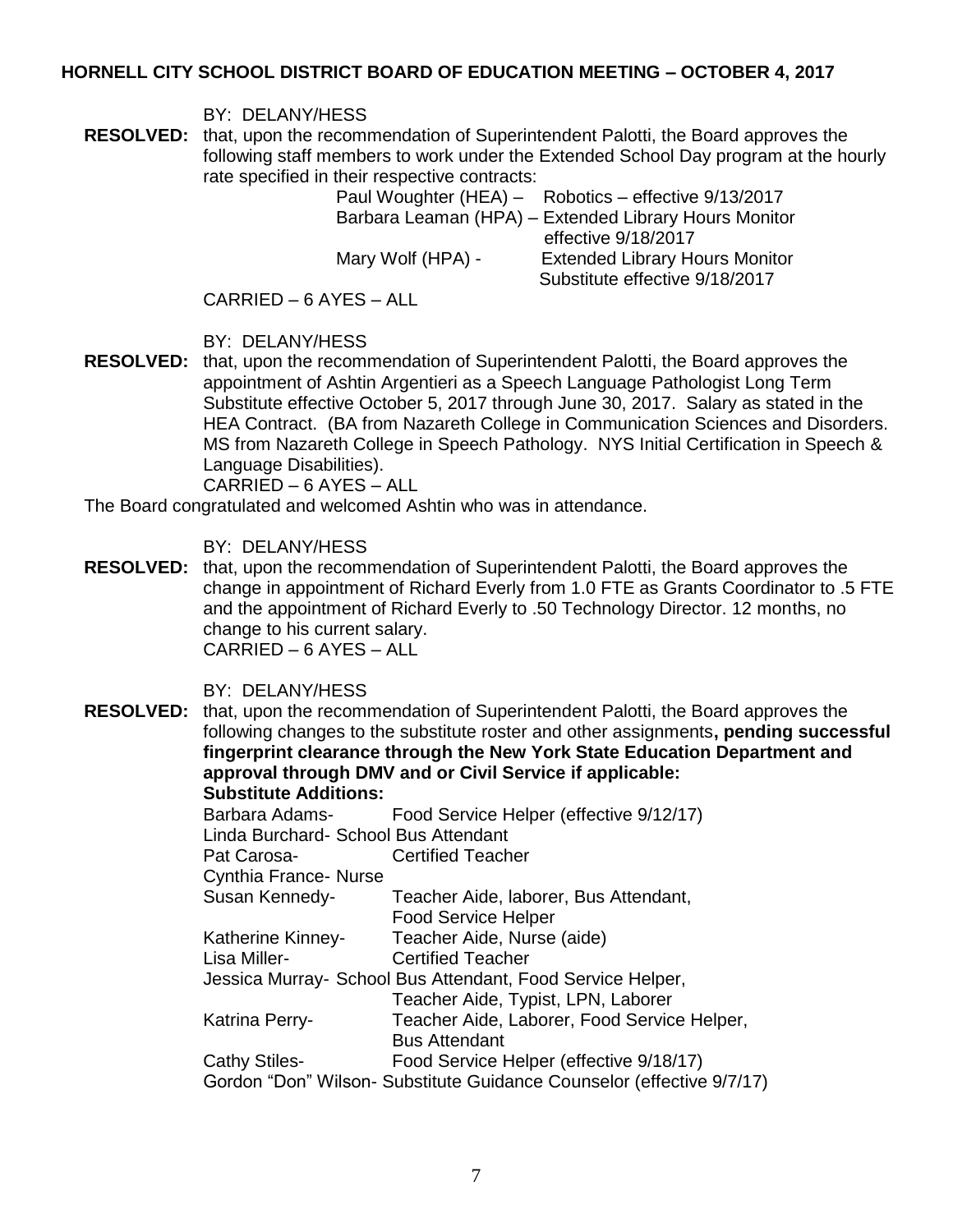**HORNELL CITY SCHOOL DISTRICT BOARD OF EDUCATION MEETING – OCTOBER 4, 2017**

BY: DELANY/HESS

**RESOLVED:** that, upon the recommendation of Superintendent Palotti, the Board approves the following staff members to work under the Extended School Day program at the hourly rate specified in their respective contracts:

Paul Woughter (HEA) – Robotics – effective 9/13/2017
Barbara Leaman (HPA) – Extended Library Hours Monitor effective 9/18/2017
Mary Wolf (HPA) - Extended Library Hours Monitor Substitute effective 9/18/2017

CARRIED – 6 AYES – ALL

BY: DELANY/HESS

**RESOLVED:** that, upon the recommendation of Superintendent Palotti, the Board approves the appointment of Ashtin Argentieri as a Speech Language Pathologist Long Term Substitute effective October 5, 2017 through June 30, 2017. Salary as stated in the HEA Contract. (BA from Nazareth College in Communication Sciences and Disorders. MS from Nazareth College in Speech Pathology. NYS Initial Certification in Speech & Language Disabilities).
CARRIED – 6 AYES – ALL

The Board congratulated and welcomed Ashtin who was in attendance.

BY: DELANY/HESS

**RESOLVED:** that, upon the recommendation of Superintendent Palotti, the Board approves the change in appointment of Richard Everly from 1.0 FTE as Grants Coordinator to .5 FTE and the appointment of Richard Everly to .50 Technology Director. 12 months, no change to his current salary.
CARRIED – 6 AYES – ALL

BY: DELANY/HESS

**RESOLVED:** that, upon the recommendation of Superintendent Palotti, the Board approves the following changes to the substitute roster and other assignments**, pending successful fingerprint clearance through the New York State Education Department and approval through DMV and or Civil Service if applicable:**

**Substitute Additions:**

Barbara Adams- Food Service Helper (effective 9/12/17)
Linda Burchard- School Bus Attendant
Pat Carosa- Certified Teacher
Cynthia France- Nurse
Susan Kennedy- Teacher Aide, laborer, Bus Attendant, Food Service Helper
Katherine Kinney- Teacher Aide, Nurse (aide)
Lisa Miller- Certified Teacher
Jessica Murray- School Bus Attendant, Food Service Helper, Teacher Aide, Typist, LPN, Laborer
Katrina Perry- Teacher Aide, Laborer, Food Service Helper, Bus Attendant
Cathy Stiles- Food Service Helper (effective 9/18/17)
Gordon "Don" Wilson- Substitute Guidance Counselor (effective 9/7/17)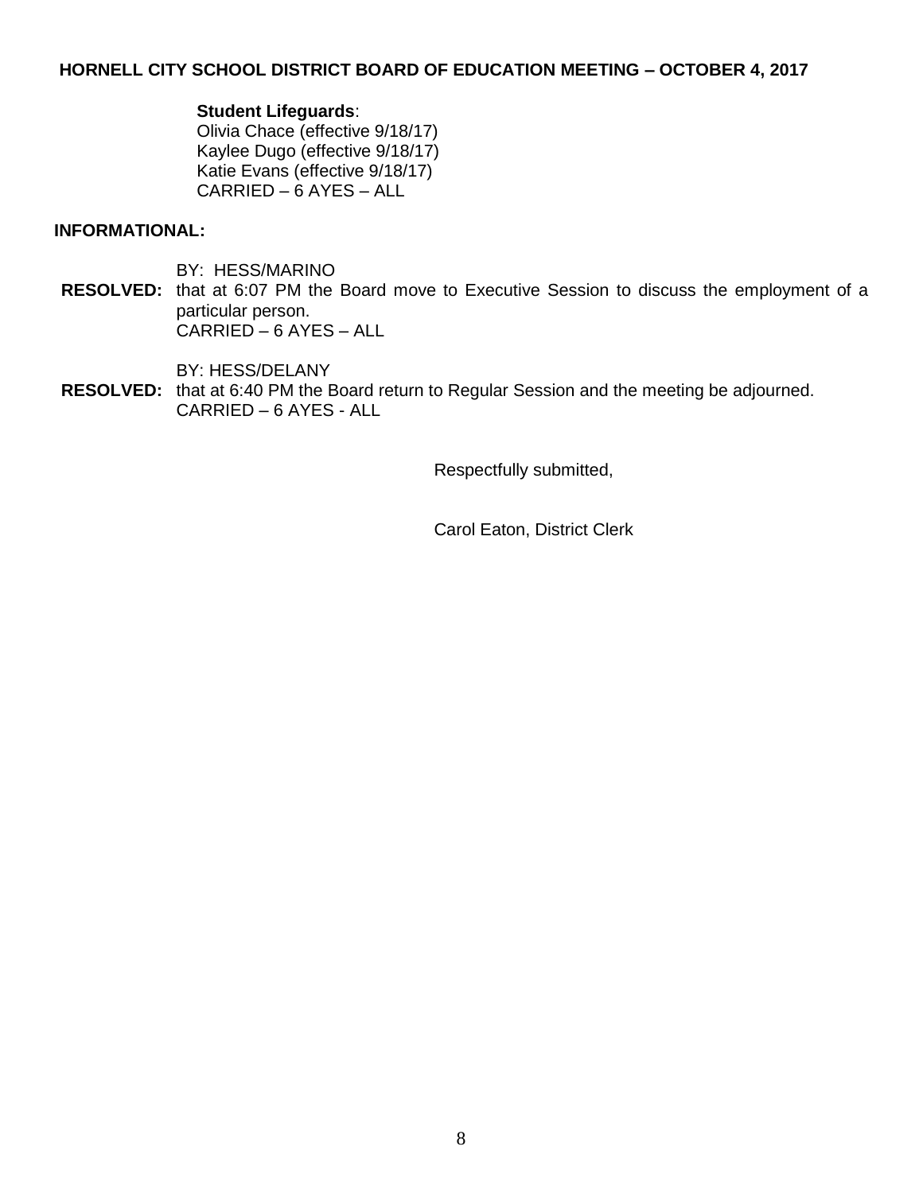**Student Lifeguards**:
Olivia Chace (effective 9/18/17)
Kaylee Dugo (effective 9/18/17)
Katie Evans (effective 9/18/17)
CARRIED – 6 AYES – ALL

**INFORMATIONAL:**

BY: HESS/MARINO

**RESOLVED:** that at 6:07 PM the Board move to Executive Session to discuss the employment of a particular person.
CARRIED – 6 AYES – ALL

BY: HESS/DELANY

**RESOLVED:** that at 6:40 PM the Board return to Regular Session and the meeting be adjourned.
CARRIED – 6 AYES - ALL

Respectfully submitted,

Carol Eaton, District Clerk